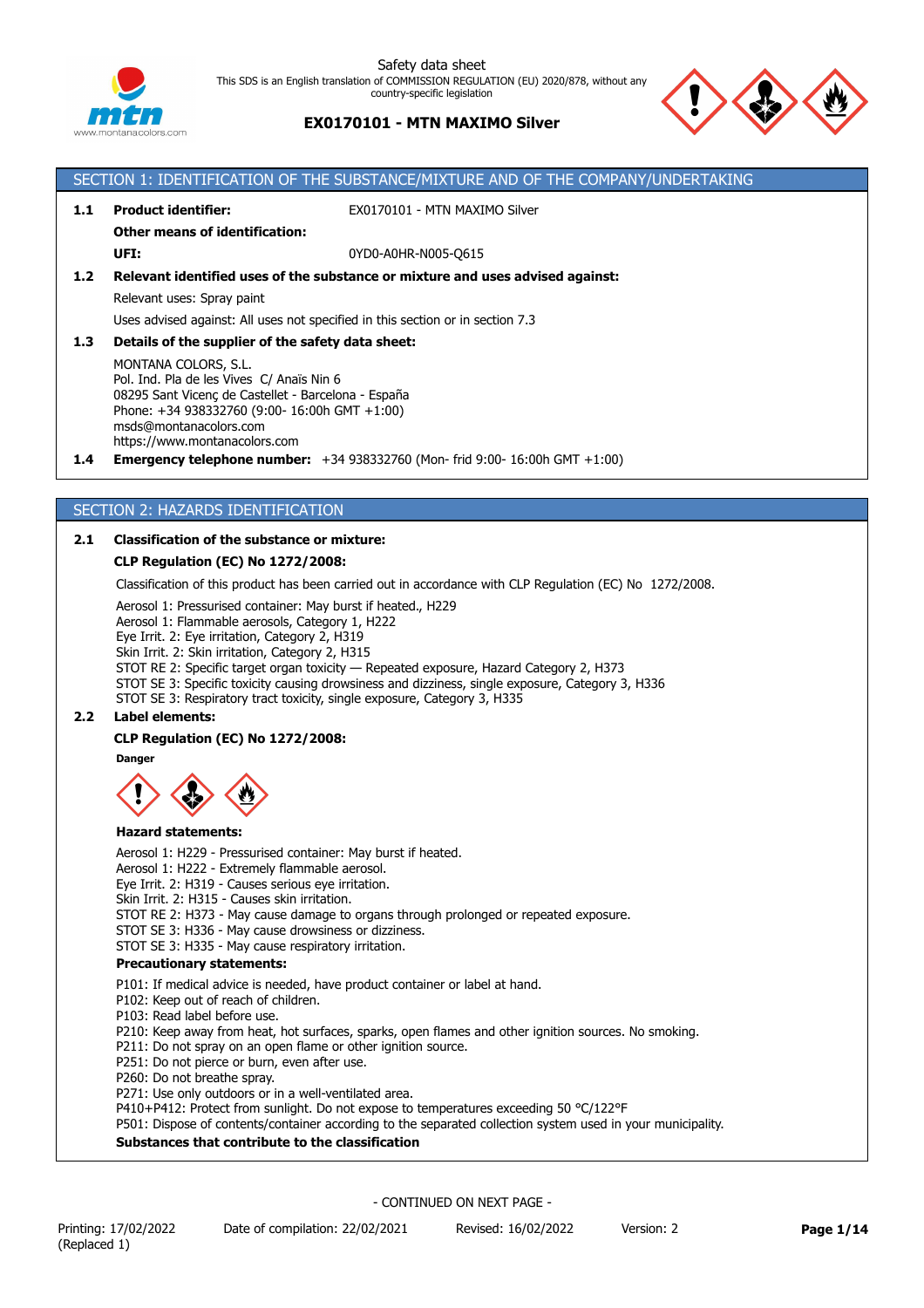Safety data sheet

This SDS is an English translation of COMMISSION REGULATION (EU) 2020/878, without any country-specific legislation

**EX0170101 - MTN MAXIMO Silver**

## SECTION 1: IDENTIFICATION OF THE SUBSTANCE/MIXTURE AND OF THE COMPANY/UNDERTAKING

**1.1 Product identifier:** EX0170101 - MTN MAXIMO Silver

**Other means of identification:**

**UFI:** 0YD0-A0HR-N005-Q615

**1.2 Relevant identified uses of the substance or mixture and uses advised against:**

Relevant uses: Spray paint

Uses advised against: All uses not specified in this section or in section 7.3

**1.3 Details of the supplier of the safety data sheet:**

MONTANA COLORS, S.L.
Pol. Ind. Pla de les Vives C/ Anaïs Nin 6
08295 Sant Vicenç de Castellet - Barcelona - España
Phone: +34 938332760 (9:00- 16:00h GMT +1:00)
msds@montanacolors.com
https://www.montanacolors.com

**1.4 Emergency telephone number:** +34 938332760 (Mon- frid 9:00- 16:00h GMT +1:00)

## SECTION 2: HAZARDS IDENTIFICATION

**2.1 Classification of the substance or mixture:**

**CLP Regulation (EC) No 1272/2008:**

Classification of this product has been carried out in accordance with CLP Regulation (EC) No 1272/2008.

Aerosol 1: Pressurised container: May burst if heated., H229
Aerosol 1: Flammable aerosols, Category 1, H222
Eye Irrit. 2: Eye irritation, Category 2, H319
Skin Irrit. 2: Skin irritation, Category 2, H315
STOT RE 2: Specific target organ toxicity — Repeated exposure, Hazard Category 2, H373
STOT SE 3: Specific toxicity causing drowsiness and dizziness, single exposure, Category 3, H336
STOT SE 3: Respiratory tract toxicity, single exposure, Category 3, H335

**2.2 Label elements:**

**CLP Regulation (EC) No 1272/2008:**

**Danger**

**Hazard statements:**

Aerosol 1: H229 - Pressurised container: May burst if heated.
Aerosol 1: H222 - Extremely flammable aerosol.
Eye Irrit. 2: H319 - Causes serious eye irritation.
Skin Irrit. 2: H315 - Causes skin irritation.
STOT RE 2: H373 - May cause damage to organs through prolonged or repeated exposure.
STOT SE 3: H336 - May cause drowsiness or dizziness.
STOT SE 3: H335 - May cause respiratory irritation.

**Precautionary statements:**

P101: If medical advice is needed, have product container or label at hand.
P102: Keep out of reach of children.
P103: Read label before use.
P210: Keep away from heat, hot surfaces, sparks, open flames and other ignition sources. No smoking.
P211: Do not spray on an open flame or other ignition source.
P251: Do not pierce or burn, even after use.
P260: Do not breathe spray.
P271: Use only outdoors or in a well-ventilated area.
P410+P412: Protect from sunlight. Do not expose to temperatures exceeding 50 °C/122°F
P501: Dispose of contents/container according to the separated collection system used in your municipality.

**Substances that contribute to the classification**

- CONTINUED ON NEXT PAGE -

Printing: 17/02/2022 (Replaced 1) | Date of compilation: 22/02/2021 | Revised: 16/02/2022 | Version: 2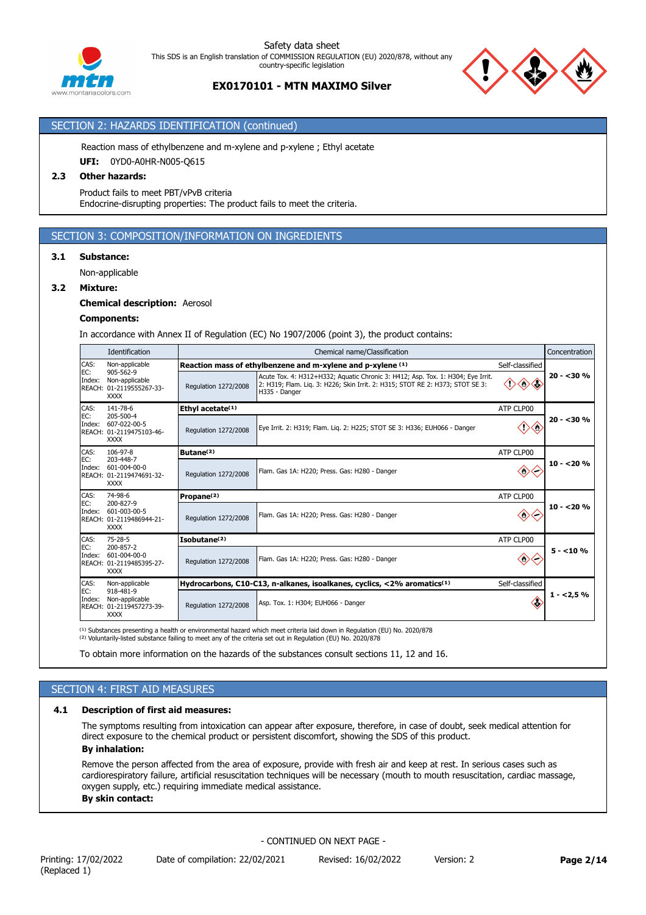## SECTION 2: HAZARDS IDENTIFICATION (continued)

Reaction mass of ethylbenzene and m-xylene and p-xylene ; Ethyl acetate

**UFI:** 0YD0-A0HR-N005-Q615

### 2.3 Other hazards:

Product fails to meet PBT/vPvB criteria
Endocrine-disrupting properties: The product fails to meet the criteria.

## SECTION 3: COMPOSITION/INFORMATION ON INGREDIENTS

### 3.1 Substance:

Non-applicable

### 3.2 Mixture:

**Chemical description:** Aerosol

**Components:**

In accordance with Annex II of Regulation (EC) No 1907/2006 (point 3), the product contains:

| Identification | Chemical name/Classification | | | Concentration |
|---|---|---|---|---|
| CAS: Non-applicable<br>EC: 905-562-9<br>Index: Non-applicable<br>REACH: 01-2119555267-33-XXXX | **Reaction mass of ethylbenzene and m-xylene and p-xylene** [(1)] | | Self-classified | **20 - <30 %** |
| | Regulation 1272/2008 | Acute Tox. 4: H312+H332; Aquatic Chronic 3: H412; Asp. Tox. 1: H304; Eye Irrit. 2: H319; Flam. Liq. 3: H226; Skin Irrit. 2: H315; STOT RE 2: H373; STOT SE 3: H335 - Danger | | |
| CAS: 141-78-6<br>EC: 205-500-4<br>Index: 607-022-00-5<br>REACH: 01-2119475103-46-XXXX | **Ethyl acetate**[(1)] | | ATP CLP00 | **20 - <30 %** |
| | Regulation 1272/2008 | Eye Irrit. 2: H319; Flam. Liq. 2: H225; STOT SE 3: H336; EUH066 - Danger | | |
| CAS: 106-97-8<br>EC: 203-448-7<br>Index: 601-004-00-0<br>REACH: 01-2119474691-32-XXXX | **Butane**[(2)] | | ATP CLP00 | **10 - <20 %** |
| | Regulation 1272/2008 | Flam. Gas 1A: H220; Press. Gas: H280 - Danger | | |
| CAS: 74-98-6<br>EC: 200-827-9<br>Index: 601-003-00-5<br>REACH: 01-2119486944-21-XXXX | **Propane**[(2)] | | ATP CLP00 | **10 - <20 %** |
| | Regulation 1272/2008 | Flam. Gas 1A: H220; Press. Gas: H280 - Danger | | |
| CAS: 75-28-5<br>EC: 200-857-2<br>Index: 601-004-00-0<br>REACH: 01-2119485395-27-XXXX | **Isobutane**[(2)] | | ATP CLP00 | **5 - <10 %** |
| | Regulation 1272/2008 | Flam. Gas 1A: H220; Press. Gas: H280 - Danger | | |
| CAS: Non-applicable<br>EC: 918-481-9<br>Index: Non-applicable<br>REACH: 01-2119457273-39-XXXX | **Hydrocarbons, C10-C13, n-alkanes, isoalkanes, cyclics, <2% aromatics**[(1)] | | Self-classified | **1 - <2,5 %** |
| | Regulation 1272/2008 | Asp. Tox. 1: H304; EUH066 - Danger | | |

[(1)] Substances presenting a health or environmental hazard which meet criteria laid down in Regulation (EU) No. 2020/878
[(2)] Voluntarily-listed substance failing to meet any of the criteria set out in Regulation (EU) No. 2020/878

To obtain more information on the hazards of the substances consult sections 11, 12 and 16.

## SECTION 4: FIRST AID MEASURES

### 4.1 Description of first aid measures:

The symptoms resulting from intoxication can appear after exposure, therefore, in case of doubt, seek medical attention for direct exposure to the chemical product or persistent discomfort, showing the SDS of this product.

**By inhalation:**

Remove the person affected from the area of exposure, provide with fresh air and keep at rest. In serious cases such as cardiorespiratory failure, artificial resuscitation techniques will be necessary (mouth to mouth resuscitation, cardiac massage, oxygen supply, etc.) requiring immediate medical assistance.

**By skin contact:**

- CONTINUED ON NEXT PAGE -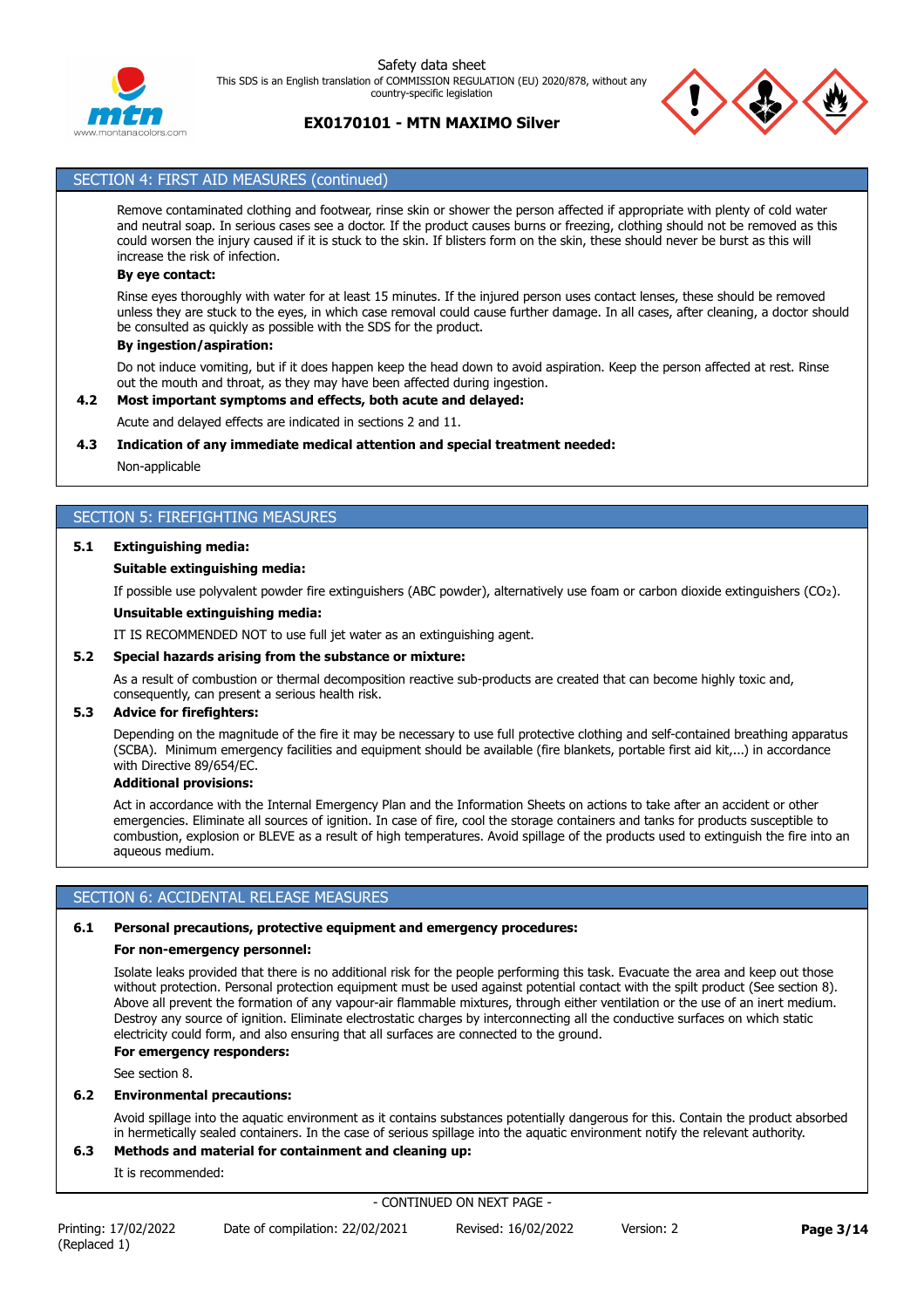## SECTION 4: FIRST AID MEASURES (continued)

Remove contaminated clothing and footwear, rinse skin or shower the person affected if appropriate with plenty of cold water and neutral soap. In serious cases see a doctor. If the product causes burns or freezing, clothing should not be removed as this could worsen the injury caused if it is stuck to the skin. If blisters form on the skin, these should never be burst as this will increase the risk of infection.

**By eye contact:**

Rinse eyes thoroughly with water for at least 15 minutes. If the injured person uses contact lenses, these should be removed unless they are stuck to the eyes, in which case removal could cause further damage. In all cases, after cleaning, a doctor should be consulted as quickly as possible with the SDS for the product.

**By ingestion/aspiration:**

Do not induce vomiting, but if it does happen keep the head down to avoid aspiration. Keep the person affected at rest. Rinse out the mouth and throat, as they may have been affected during ingestion.

**4.2 Most important symptoms and effects, both acute and delayed:**

Acute and delayed effects are indicated in sections 2 and 11.

**4.3 Indication of any immediate medical attention and special treatment needed:**

Non-applicable

## SECTION 5: FIREFIGHTING MEASURES

**5.1 Extinguishing media:**

**Suitable extinguishing media:**

If possible use polyvalent powder fire extinguishers (ABC powder), alternatively use foam or carbon dioxide extinguishers ($CO_2$).

**Unsuitable extinguishing media:**

IT IS RECOMMENDED NOT to use full jet water as an extinguishing agent.

**5.2 Special hazards arising from the substance or mixture:**

As a result of combustion or thermal decomposition reactive sub-products are created that can become highly toxic and, consequently, can present a serious health risk.

**5.3 Advice for firefighters:**

Depending on the magnitude of the fire it may be necessary to use full protective clothing and self-contained breathing apparatus (SCBA). Minimum emergency facilities and equipment should be available (fire blankets, portable first aid kit,...) in accordance with Directive 89/654/EC.

**Additional provisions:**

Act in accordance with the Internal Emergency Plan and the Information Sheets on actions to take after an accident or other emergencies. Eliminate all sources of ignition. In case of fire, cool the storage containers and tanks for products susceptible to combustion, explosion or BLEVE as a result of high temperatures. Avoid spillage of the products used to extinguish the fire into an aqueous medium.

## SECTION 6: ACCIDENTAL RELEASE MEASURES

**6.1 Personal precautions, protective equipment and emergency procedures:**

**For non-emergency personnel:**

Isolate leaks provided that there is no additional risk for the people performing this task. Evacuate the area and keep out those without protection. Personal protection equipment must be used against potential contact with the spilt product (See section 8). Above all prevent the formation of any vapour-air flammable mixtures, through either ventilation or the use of an inert medium. Destroy any source of ignition. Eliminate electrostatic charges by interconnecting all the conductive surfaces on which static electricity could form, and also ensuring that all surfaces are connected to the ground.

**For emergency responders:**

See section 8.

**6.2 Environmental precautions:**

Avoid spillage into the aquatic environment as it contains substances potentially dangerous for this. Contain the product absorbed in hermetically sealed containers. In the case of serious spillage into the aquatic environment notify the relevant authority.

**6.3 Methods and material for containment and cleaning up:**

It is recommended: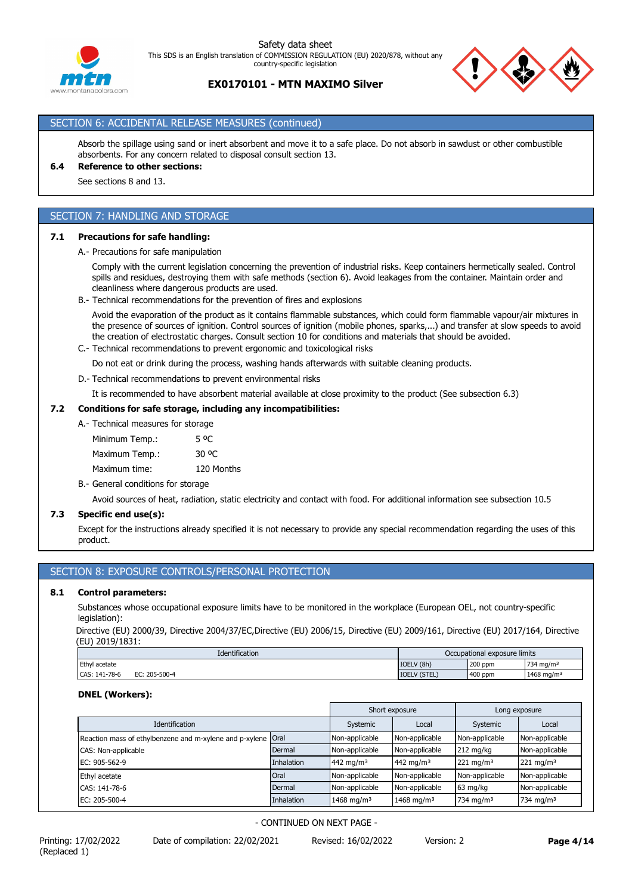## SECTION 6: ACCIDENTAL RELEASE MEASURES (continued)

Absorb the spillage using sand or inert absorbent and move it to a safe place. Do not absorb in sawdust or other combustible absorbents. For any concern related to disposal consult section 13.

**6.4 Reference to other sections:**

See sections 8 and 13.

## SECTION 7: HANDLING AND STORAGE

**7.1 Precautions for safe handling:**

A.- Precautions for safe manipulation

Comply with the current legislation concerning the prevention of industrial risks. Keep containers hermetically sealed. Control spills and residues, destroying them with safe methods (section 6). Avoid leakages from the container. Maintain order and cleanliness where dangerous products are used.

B.- Technical recommendations for the prevention of fires and explosions

Avoid the evaporation of the product as it contains flammable substances, which could form flammable vapour/air mixtures in the presence of sources of ignition. Control sources of ignition (mobile phones, sparks,...) and transfer at slow speeds to avoid the creation of electrostatic charges. Consult section 10 for conditions and materials that should be avoided.

C.- Technical recommendations to prevent ergonomic and toxicological risks

Do not eat or drink during the process, washing hands afterwards with suitable cleaning products.

D.- Technical recommendations to prevent environmental risks

It is recommended to have absorbent material available at close proximity to the product (See subsection 6.3)

**7.2 Conditions for safe storage, including any incompatibilities:**

A.- Technical measures for storage

| | |
|---|---|
| Minimum Temp.: | 5 ºC |
| Maximum Temp.: | 30 ºC |
| Maximum time: | 120 Months |

B.- General conditions for storage

Avoid sources of heat, radiation, static electricity and contact with food. For additional information see subsection 10.5

**7.3 Specific end use(s):**

Except for the instructions already specified it is not necessary to provide any special recommendation regarding the uses of this product.

## SECTION 8: EXPOSURE CONTROLS/PERSONAL PROTECTION

**8.1 Control parameters:**

Substances whose occupational exposure limits have to be monitored in the workplace (European OEL, not country-specific legislation):

Directive (EU) 2000/39, Directive 2004/37/EC,Directive (EU) 2006/15, Directive (EU) 2009/161, Directive (EU) 2017/164, Directive (EU) 2019/1831:

| Identification | Occupational exposure limits | | |
|---|---|---|---|
| Ethyl acetate | IOELV (8h) | 200 ppm | 734 mg/m³ |
| CAS: 141-78-6 EC: 205-500-4 | IOELV (STEL) | 400 ppm | 1468 mg/m³ |

**DNEL (Workers):**

| | | Short exposure | | Long exposure | |
|---|---|---|---|---|---|
| Identification | | Systemic | Local | Systemic | Local |
| Reaction mass of ethylbenzene and m-xylene and p-xylene | Oral | Non-applicable | Non-applicable | Non-applicable | Non-applicable |
| CAS: Non-applicable | Dermal | Non-applicable | Non-applicable | 212 mg/kg | Non-applicable |
| EC: 905-562-9 | Inhalation | 442 mg/m³ | 442 mg/m³ | 221 mg/m³ | 221 mg/m³ |
| Ethyl acetate | Oral | Non-applicable | Non-applicable | Non-applicable | Non-applicable |
| CAS: 141-78-6 | Dermal | Non-applicable | Non-applicable | 63 mg/kg | Non-applicable |
| EC: 205-500-4 | Inhalation | 1468 mg/m³ | 1468 mg/m³ | 734 mg/m³ | 734 mg/m³ |

- CONTINUED ON NEXT PAGE -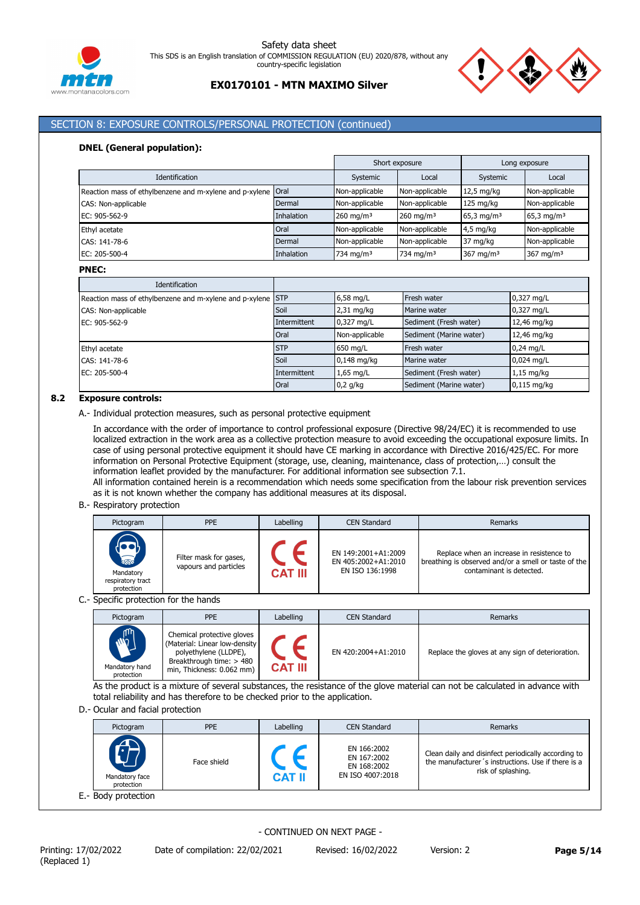## SECTION 8: EXPOSURE CONTROLS/PERSONAL PROTECTION (continued)

**DNEL (General population):**

| Identification | | Short exposure | | Long exposure | |
|---|---|---|---|---|---|
| | | Systemic | Local | Systemic | Local |
| Reaction mass of ethylbenzene and m-xylene and p-xylene | Oral | Non-applicable | Non-applicable | 12,5 mg/kg | Non-applicable |
| CAS: Non-applicable | Dermal | Non-applicable | Non-applicable | 125 mg/kg | Non-applicable |
| EC: 905-562-9 | Inhalation | 260 mg/m³ | 260 mg/m³ | 65,3 mg/m³ | 65,3 mg/m³ |
| Ethyl acetate | Oral | Non-applicable | Non-applicable | 4,5 mg/kg | Non-applicable |
| CAS: 141-78-6 | Dermal | Non-applicable | Non-applicable | 37 mg/kg | Non-applicable |
| EC: 205-500-4 | Inhalation | 734 mg/m³ | 734 mg/m³ | 367 mg/m³ | 367 mg/m³ |

**PNEC:**

| Identification | | | | |
|---|---|---|---|---|
| Reaction mass of ethylbenzene and m-xylene and p-xylene | STP | 6,58 mg/L | Fresh water | 0,327 mg/L |
| CAS: Non-applicable | Soil | 2,31 mg/kg | Marine water | 0,327 mg/L |
| EC: 905-562-9 | Intermittent | 0,327 mg/L | Sediment (Fresh water) | 12,46 mg/kg |
| | Oral | Non-applicable | Sediment (Marine water) | 12,46 mg/kg |
| Ethyl acetate | STP | 650 mg/L | Fresh water | 0,24 mg/L |
| CAS: 141-78-6 | Soil | 0,148 mg/kg | Marine water | 0,024 mg/L |
| EC: 205-500-4 | Intermittent | 1,65 mg/L | Sediment (Fresh water) | 1,15 mg/kg |
| | Oral | 0,2 g/kg | Sediment (Marine water) | 0,115 mg/kg |

### 8.2 Exposure controls:

A.- Individual protection measures, such as personal protective equipment

In accordance with the order of importance to control professional exposure (Directive 98/24/EC) it is recommended to use localized extraction in the work area as a collective protection measure to avoid exceeding the occupational exposure limits. In case of using personal protective equipment it should have CE marking in accordance with Directive 2016/425/EC. For more information on Personal Protective Equipment (storage, use, cleaning, maintenance, class of protection,…) consult the information leaflet provided by the manufacturer. For additional information see subsection 7.1.
All information contained herein is a recommendation which needs some specification from the labour risk prevention services as it is not known whether the company has additional measures at its disposal.

B.- Respiratory protection

| Pictogram | PPE | Labelling | CEN Standard | Remarks |
|---|---|---|---|---|
| Mandatory respiratory tract protection | Filter mask for gases, vapours and particles | CE CAT III | EN 149:2001+A1:2009<br>EN 405:2002+A1:2010<br>EN ISO 136:1998 | Replace when an increase in resistence to breathing is observed and/or a smell or taste of the contaminant is detected. |

C.- Specific protection for the hands

| Pictogram | PPE | Labelling | CEN Standard | Remarks |
|---|---|---|---|---|
| Mandatory hand protection | Chemical protective gloves (Material: Linear low-density polyethylene (LLDPE), Breakthrough time: > 480 min, Thickness: 0.062 mm) | CE CAT III | EN 420:2004+A1:2010 | Replace the gloves at any sign of deterioration. |

As the product is a mixture of several substances, the resistance of the glove material can not be calculated in advance with total reliability and has therefore to be checked prior to the application.

D.- Ocular and facial protection

| Pictogram | PPE | Labelling | CEN Standard | Remarks |
|---|---|---|---|---|
| Mandatory face protection | Face shield | CE CAT II | EN 166:2002<br>EN 167:2002<br>EN 168:2002<br>EN ISO 4007:2018 | Clean daily and disinfect periodically according to the manufacturer´s instructions. Use if there is a risk of splashing. |

E.- Body protection

- CONTINUED ON NEXT PAGE -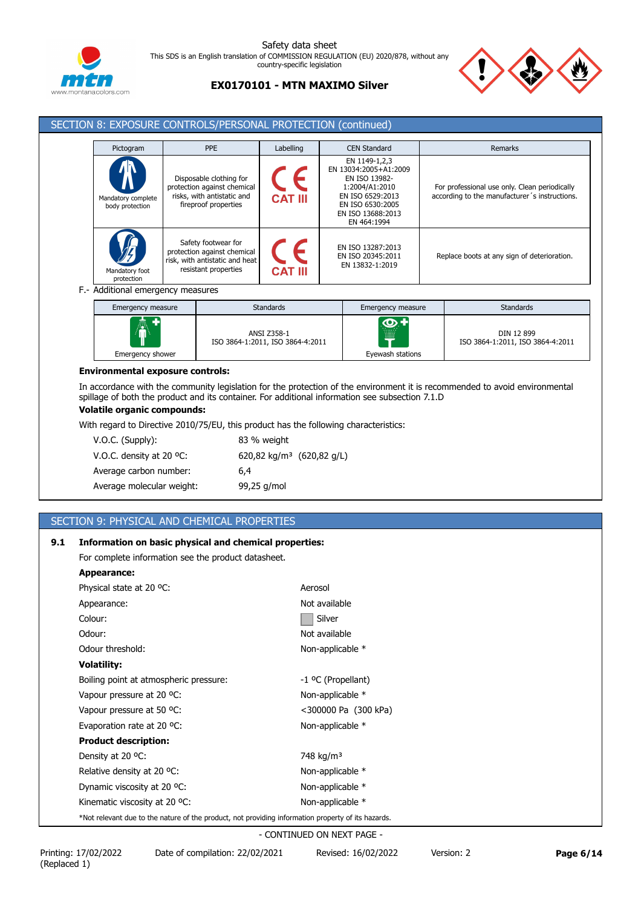## SECTION 8: EXPOSURE CONTROLS/PERSONAL PROTECTION (continued)

| Pictogram | PPE | Labelling | CEN Standard | Remarks |
|---|---|---|---|---|
| Mandatory complete body protection | Disposable clothing for protection against chemical risks, with antistatic and fireproof properties | CAT III | EN 1149-1,2,3 EN 13034:2005+A1:2009 EN ISO 13982-1:2004/A1:2010 EN ISO 6529:2013 EN ISO 6530:2005 EN ISO 13688:2013 EN 464:1994 | For professional use only. Clean periodically according to the manufacturer´s instructions. |
| Mandatory foot protection | Safety footwear for protection against chemical risk, with antistatic and heat resistant properties | CAT III | EN ISO 13287:2013 EN ISO 20345:2011 EN 13832-1:2019 | Replace boots at any sign of deterioration. |

F.- Additional emergency measures

| Emergency measure | Standards | Emergency measure | Standards |
|---|---|---|---|
| Emergency shower | ANSI Z358-1 ISO 3864-1:2011, ISO 3864-4:2011 | Eyewash stations | DIN 12 899 ISO 3864-1:2011, ISO 3864-4:2011 |

**Environmental exposure controls:**

In accordance with the community legislation for the protection of the environment it is recommended to avoid environmental spillage of both the product and its container. For additional information see subsection 7.1.D

**Volatile organic compounds:**

With regard to Directive 2010/75/EU, this product has the following characteristics:

| | |
|---|---|
| V.O.C. (Supply): | 83 % weight |
| V.O.C. density at 20 ºC: | 620,82 kg/m³ (620,82 g/L) |
| Average carbon number: | 6,4 |
| Average molecular weight: | 99,25 g/mol |

## SECTION 9: PHYSICAL AND CHEMICAL PROPERTIES

**9.1 Information on basic physical and chemical properties:**

For complete information see the product datasheet.

**Appearance:**

| | |
|---|---|
| Physical state at 20 ºC: | Aerosol |
| Appearance: | Not available |
| Colour: | Silver |
| Odour: | Not available |
| Odour threshold: | Non-applicable * |

**Volatility:**

| | |
|---|---|
| Boiling point at atmospheric pressure: | -1 ºC (Propellant) |
| Vapour pressure at 20 ºC: | Non-applicable * |
| Vapour pressure at 50 ºC: | <300000 Pa (300 kPa) |
| Evaporation rate at 20 ºC: | Non-applicable * |

**Product description:**

| | |
|---|---|
| Density at 20 ºC: | 748 kg/m³ |
| Relative density at 20 ºC: | Non-applicable * |
| Dynamic viscosity at 20 ºC: | Non-applicable * |
| Kinematic viscosity at 20 ºC: | Non-applicable * |

*Not relevant due to the nature of the product, not providing information property of its hazards.

- CONTINUED ON NEXT PAGE -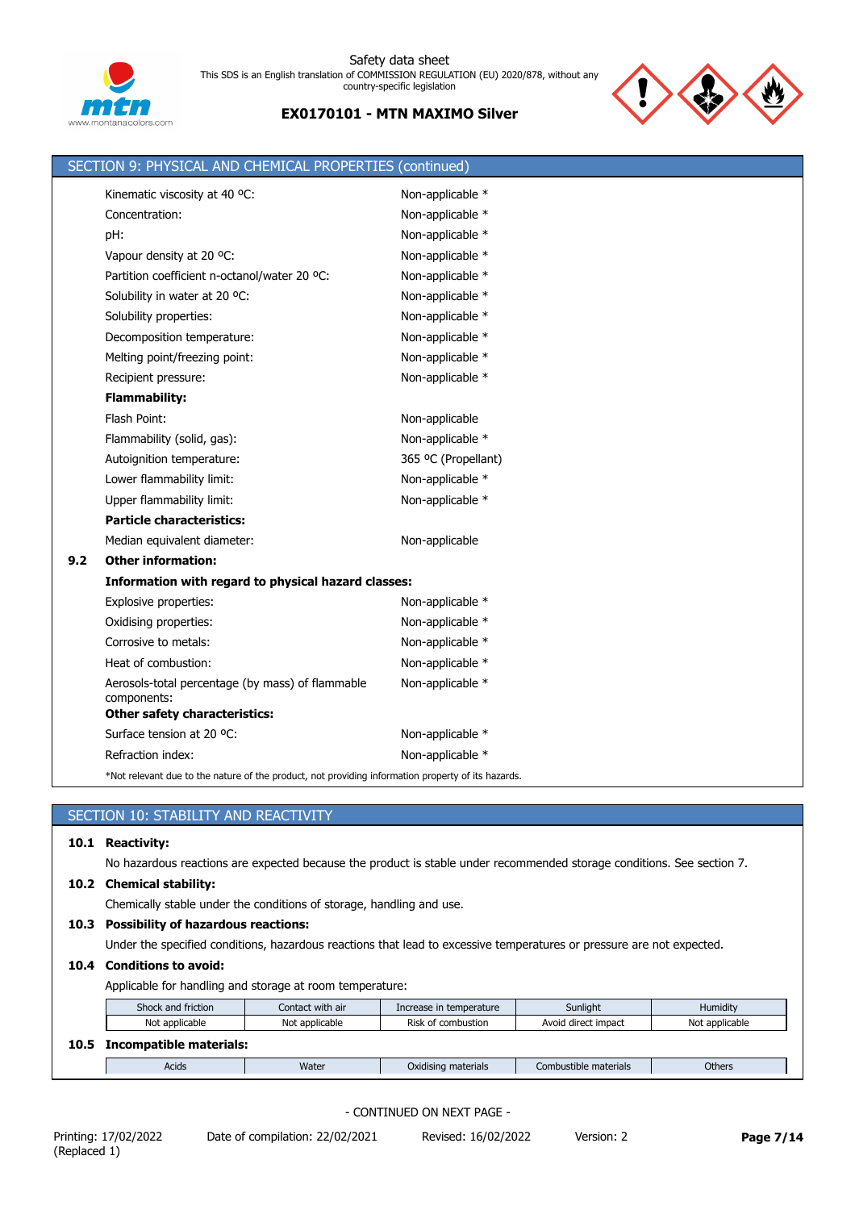## SECTION 9: PHYSICAL AND CHEMICAL PROPERTIES (continued)

| | |
|---|---|
| Kinematic viscosity at 40 ºC: | Non-applicable * |
| Concentration: | Non-applicable * |
| pH: | Non-applicable * |
| Vapour density at 20 ºC: | Non-applicable * |
| Partition coefficient n-octanol/water 20 ºC: | Non-applicable * |
| Solubility in water at 20 ºC: | Non-applicable * |
| Solubility properties: | Non-applicable * |
| Decomposition temperature: | Non-applicable * |
| Melting point/freezing point: | Non-applicable * |
| Recipient pressure: | Non-applicable * |

**Flammability:**

| | |
|---|---|
| Flash Point: | Non-applicable |
| Flammability (solid, gas): | Non-applicable * |
| Autoignition temperature: | 365 ºC (Propellant) |
| Lower flammability limit: | Non-applicable * |
| Upper flammability limit: | Non-applicable * |

**Particle characteristics:**

| | |
|---|---|
| Median equivalent diameter: | Non-applicable |

**9.2 Other information:**

**Information with regard to physical hazard classes:**

| | |
|---|---|
| Explosive properties: | Non-applicable * |
| Oxidising properties: | Non-applicable * |
| Corrosive to metals: | Non-applicable * |
| Heat of combustion: | Non-applicable * |
| Aerosols-total percentage (by mass) of flammable components: | Non-applicable * |

**Other safety characteristics:**

| | |
|---|---|
| Surface tension at 20 ºC: | Non-applicable * |
| Refraction index: | Non-applicable * |

*Not relevant due to the nature of the product, not providing information property of its hazards.

## SECTION 10: STABILITY AND REACTIVITY

**10.1 Reactivity:**

No hazardous reactions are expected because the product is stable under recommended storage conditions. See section 7.

**10.2 Chemical stability:**

Chemically stable under the conditions of storage, handling and use.

**10.3 Possibility of hazardous reactions:**

Under the specified conditions, hazardous reactions that lead to excessive temperatures or pressure are not expected.

**10.4 Conditions to avoid:**

Applicable for handling and storage at room temperature:

| Shock and friction | Contact with air | Increase in temperature | Sunlight | Humidity |
|---|---|---|---|---|
| Not applicable | Not applicable | Risk of combustion | Avoid direct impact | Not applicable |

**10.5 Incompatible materials:**

| Acids | Water | Oxidising materials | Combustible materials | Others |
|---|---|---|---|---|

- CONTINUED ON NEXT PAGE -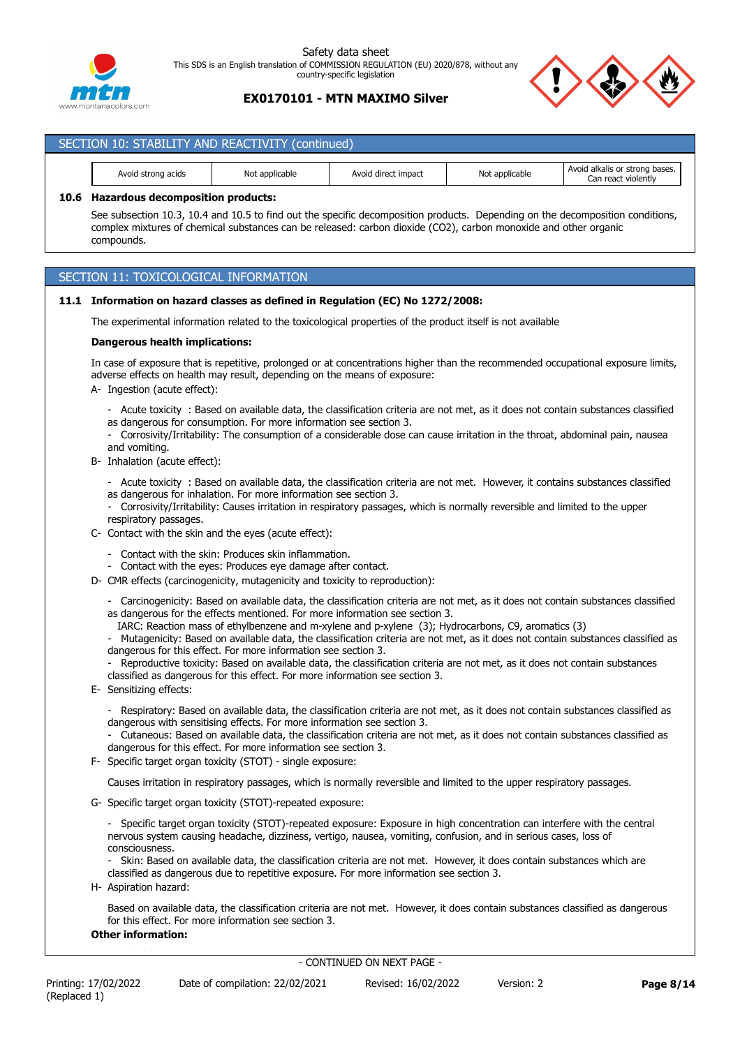## SECTION 10: STABILITY AND REACTIVITY (continued)

| Avoid strong acids | Not applicable | Avoid direct impact | Not applicable | Avoid alkalis or strong bases. Can react violently |
|---|---|---|---|---|

**10.6 Hazardous decomposition products:**

See subsection 10.3, 10.4 and 10.5 to find out the specific decomposition products. Depending on the decomposition conditions, complex mixtures of chemical substances can be released: carbon dioxide ($CO_2$), carbon monoxide and other organic compounds.

## SECTION 11: TOXICOLOGICAL INFORMATION

**11.1 Information on hazard classes as defined in Regulation (EC) No 1272/2008:**

The experimental information related to the toxicological properties of the product itself is not available

**Dangerous health implications:**

In case of exposure that is repetitive, prolonged or at concentrations higher than the recommended occupational exposure limits, adverse effects on health may result, depending on the means of exposure:

A- Ingestion (acute effect):

- Acute toxicity : Based on available data, the classification criteria are not met, as it does not contain substances classified as dangerous for consumption. For more information see section 3.
- Corrosivity/Irritability: The consumption of a considerable dose can cause irritation in the throat, abdominal pain, nausea and vomiting.

B- Inhalation (acute effect):

- Acute toxicity : Based on available data, the classification criteria are not met. However, it contains substances classified as dangerous for inhalation. For more information see section 3.
- Corrosivity/Irritability: Causes irritation in respiratory passages, which is normally reversible and limited to the upper respiratory passages.

C- Contact with the skin and the eyes (acute effect):

- Contact with the skin: Produces skin inflammation.
- Contact with the eyes: Produces eye damage after contact.

D- CMR effects (carcinogenicity, mutagenicity and toxicity to reproduction):

- Carcinogenicity: Based on available data, the classification criteria are not met, as it does not contain substances classified as dangerous for the effects mentioned. For more information see section 3.
  IARC: Reaction mass of ethylbenzene and m-xylene and p-xylene (3); Hydrocarbons, C9, aromatics (3)
- Mutagenicity: Based on available data, the classification criteria are not met, as it does not contain substances classified as dangerous for this effect. For more information see section 3.
- Reproductive toxicity: Based on available data, the classification criteria are not met, as it does not contain substances classified as dangerous for this effect. For more information see section 3.

E- Sensitizing effects:

- Respiratory: Based on available data, the classification criteria are not met, as it does not contain substances classified as dangerous with sensitising effects. For more information see section 3.
- Cutaneous: Based on available data, the classification criteria are not met, as it does not contain substances classified as dangerous for this effect. For more information see section 3.

F- Specific target organ toxicity (STOT) - single exposure:

Causes irritation in respiratory passages, which is normally reversible and limited to the upper respiratory passages.

G- Specific target organ toxicity (STOT)-repeated exposure:

- Specific target organ toxicity (STOT)-repeated exposure: Exposure in high concentration can interfere with the central nervous system causing headache, dizziness, vertigo, nausea, vomiting, confusion, and in serious cases, loss of consciousness.
- Skin: Based on available data, the classification criteria are not met. However, it does contain substances which are classified as dangerous due to repetitive exposure. For more information see section 3.

H- Aspiration hazard:

Based on available data, the classification criteria are not met. However, it does contain substances classified as dangerous for this effect. For more information see section 3.

**Other information:**

- CONTINUED ON NEXT PAGE -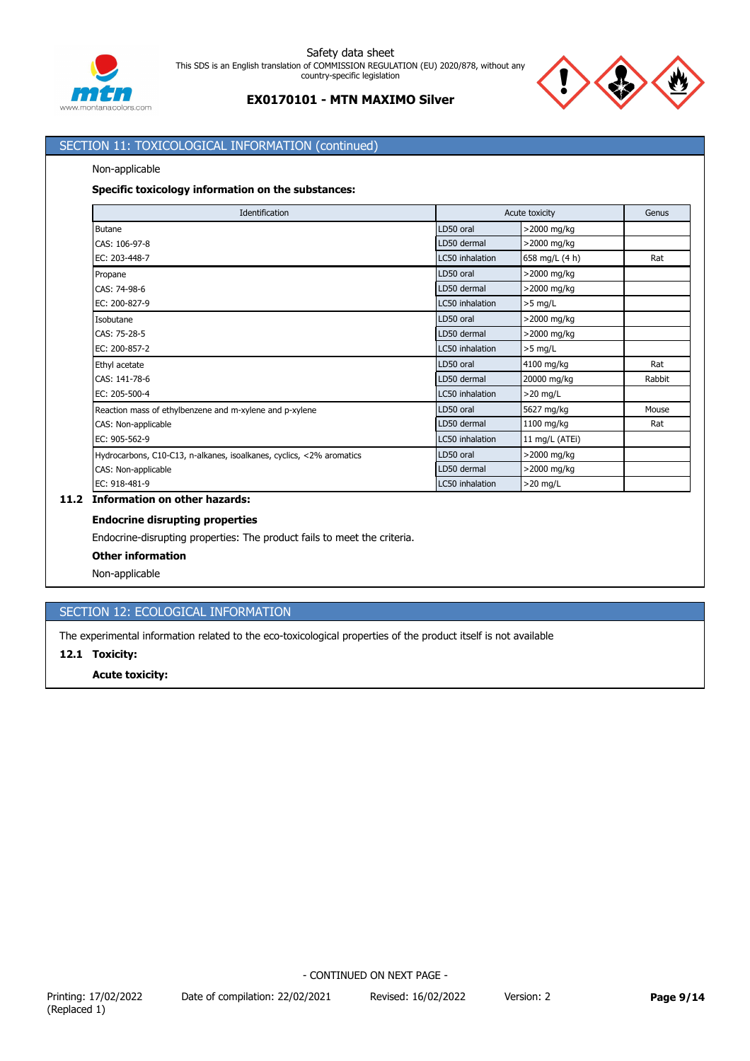## SECTION 11: TOXICOLOGICAL INFORMATION (continued)

Non-applicable

**Specific toxicology information on the substances:**

| Identification | Acute toxicity | | Genus |
|---|---|---|---|
| Butane | LD50 oral | >2000 mg/kg | |
| CAS: 106-97-8 | LD50 dermal | >2000 mg/kg | |
| EC: 203-448-7 | LC50 inhalation | 658 mg/L (4 h) | Rat |
| Propane | LD50 oral | >2000 mg/kg | |
| CAS: 74-98-6 | LD50 dermal | >2000 mg/kg | |
| EC: 200-827-9 | LC50 inhalation | >5 mg/L | |
| Isobutane | LD50 oral | >2000 mg/kg | |
| CAS: 75-28-5 | LD50 dermal | >2000 mg/kg | |
| EC: 200-857-2 | LC50 inhalation | >5 mg/L | |
| Ethyl acetate | LD50 oral | 4100 mg/kg | Rat |
| CAS: 141-78-6 | LD50 dermal | 20000 mg/kg | Rabbit |
| EC: 205-500-4 | LC50 inhalation | >20 mg/L | |
| Reaction mass of ethylbenzene and m-xylene and p-xylene | LD50 oral | 5627 mg/kg | Mouse |
| CAS: Non-applicable | LD50 dermal | 1100 mg/kg | Rat |
| EC: 905-562-9 | LC50 inhalation | 11 mg/L (ATEi) | |
| Hydrocarbons, C10-C13, n-alkanes, isoalkanes, cyclics, <2% aromatics | LD50 oral | >2000 mg/kg | |
| CAS: Non-applicable | LD50 dermal | >2000 mg/kg | |
| EC: 918-481-9 | LC50 inhalation | >20 mg/L | |

### 11.2 Information on other hazards:

**Endocrine disrupting properties**

Endocrine-disrupting properties: The product fails to meet the criteria.

**Other information**

Non-applicable

## SECTION 12: ECOLOGICAL INFORMATION

The experimental information related to the eco-toxicological properties of the product itself is not available

### 12.1 Toxicity:

**Acute toxicity:**

- CONTINUED ON NEXT PAGE -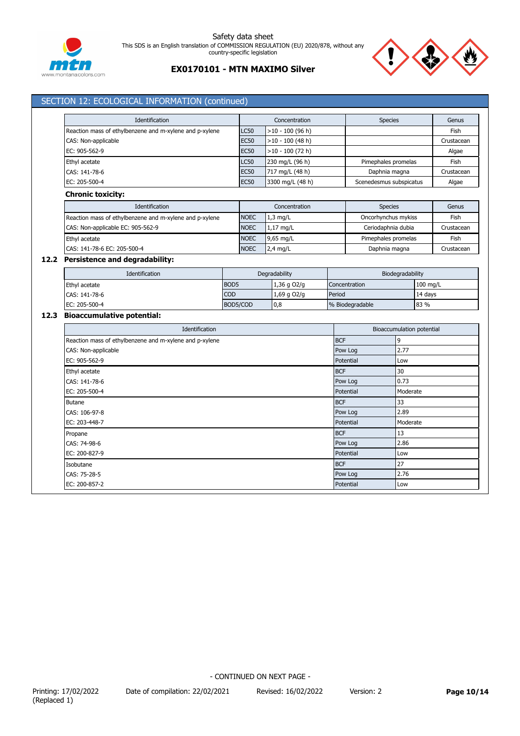## SECTION 12: ECOLOGICAL INFORMATION (continued)

| Identification | Concentration | | Species | Genus |
|---|---|---|---|---|
| Reaction mass of ethylbenzene and m-xylene and p-xylene | LC50 | >10 - 100 (96 h) | | Fish |
| CAS: Non-applicable | EC50 | >10 - 100 (48 h) | | Crustacean |
| EC: 905-562-9 | EC50 | >10 - 100 (72 h) | | Algae |
| Ethyl acetate | LC50 | 230 mg/L (96 h) | Pimephales promelas | Fish |
| CAS: 141-78-6 | EC50 | 717 mg/L (48 h) | Daphnia magna | Crustacean |
| EC: 205-500-4 | EC50 | 3300 mg/L (48 h) | Scenedesmus subspicatus | Algae |

**Chronic toxicity:**

| Identification | Concentration | | Species | Genus |
|---|---|---|---|---|
| Reaction mass of ethylbenzene and m-xylene and p-xylene | NOEC | 1,3 mg/L | Oncorhynchus mykiss | Fish |
| CAS: Non-applicable EC: 905-562-9 | NOEC | 1,17 mg/L | Ceriodaphnia dubia | Crustacean |
| Ethyl acetate | NOEC | 9,65 mg/L | Pimephales promelas | Fish |
| CAS: 141-78-6 EC: 205-500-4 | NOEC | 2,4 mg/L | Daphnia magna | Crustacean |

### 12.2 Persistence and degradability:

| Identification | Degradability | | Biodegradability | |
|---|---|---|---|---|
| Ethyl acetate | BOD5 | 1,36 g O2/g | Concentration | 100 mg/L |
| CAS: 141-78-6 | COD | 1,69 g O2/g | Period | 14 days |
| EC: 205-500-4 | BOD5/COD | 0,8 | % Biodegradable | 83 % |

### 12.3 Bioaccumulative potential:

| Identification | Bioaccumulation potential | |
|---|---|---|
| Reaction mass of ethylbenzene and m-xylene and p-xylene | BCF | 9 |
| CAS: Non-applicable | Pow Log | 2.77 |
| EC: 905-562-9 | Potential | Low |
| Ethyl acetate | BCF | 30 |
| CAS: 141-78-6 | Pow Log | 0.73 |
| EC: 205-500-4 | Potential | Moderate |
| Butane | BCF | 33 |
| CAS: 106-97-8 | Pow Log | 2.89 |
| EC: 203-448-7 | Potential | Moderate |
| Propane | BCF | 13 |
| CAS: 74-98-6 | Pow Log | 2.86 |
| EC: 200-827-9 | Potential | Low |
| Isobutane | BCF | 27 |
| CAS: 75-28-5 | Pow Log | 2.76 |
| EC: 200-857-2 | Potential | Low |

- CONTINUED ON NEXT PAGE -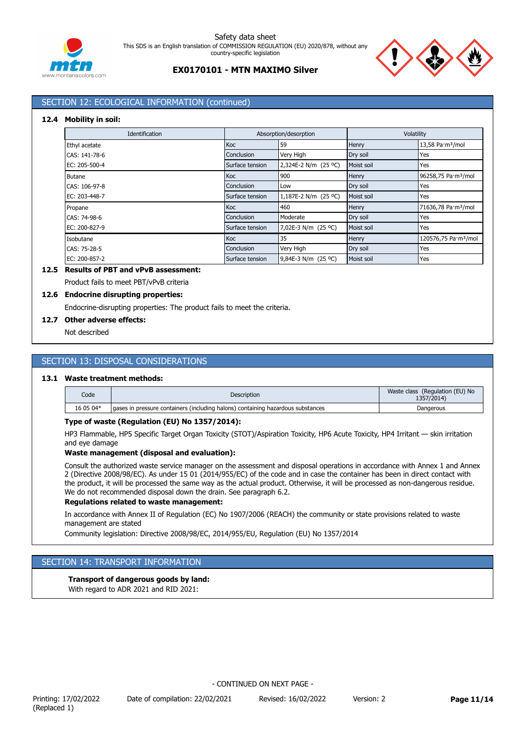## SECTION 12: ECOLOGICAL INFORMATION (continued)

### 12.4 Mobility in soil:

| Identification | Absorption/desorption | | Volatility | |
|---|---|---|---|---|
| Ethyl acetate | Koc | 59 | Henry | 13,58 Pa·m³/mol |
| CAS: 141-78-6 | Conclusion | Very High | Dry soil | Yes |
| EC: 205-500-4 | Surface tension | 2,324E-2 N/m (25 ºC) | Moist soil | Yes |
| Butane | Koc | 900 | Henry | 96258,75 Pa·m³/mol |
| CAS: 106-97-8 | Conclusion | Low | Dry soil | Yes |
| EC: 203-448-7 | Surface tension | 1,187E-2 N/m (25 ºC) | Moist soil | Yes |
| Propane | Koc | 460 | Henry | 71636,78 Pa·m³/mol |
| CAS: 74-98-6 | Conclusion | Moderate | Dry soil | Yes |
| EC: 200-827-9 | Surface tension | 7,02E-3 N/m (25 ºC) | Moist soil | Yes |
| Isobutane | Koc | 35 | Henry | 120576,75 Pa·m³/mol |
| CAS: 75-28-5 | Conclusion | Very High | Dry soil | Yes |
| EC: 200-857-2 | Surface tension | 9,84E-3 N/m (25 ºC) | Moist soil | Yes |

### 12.5 Results of PBT and vPvB assessment:

Product fails to meet PBT/vPvB criteria

### 12.6 Endocrine disrupting properties:

Endocrine-disrupting properties: The product fails to meet the criteria.

### 12.7 Other adverse effects:

Not described

## SECTION 13: DISPOSAL CONSIDERATIONS

### 13.1 Waste treatment methods:

| Code | Description | Waste class (Regulation (EU) No 1357/2014) |
|---|---|---|
| 16 05 04* | gases in pressure containers (including halons) containing hazardous substances | Dangerous |

**Type of waste (Regulation (EU) No 1357/2014):**

HP3 Flammable, HP5 Specific Target Organ Toxicity (STOT)/Aspiration Toxicity, HP6 Acute Toxicity, HP4 Irritant — skin irritation and eye damage

**Waste management (disposal and evaluation):**

Consult the authorized waste service manager on the assessment and disposal operations in accordance with Annex 1 and Annex 2 (Directive 2008/98/EC). As under 15 01 (2014/955/EC) of the code and in case the container has been in direct contact with the product, it will be processed the same way as the actual product. Otherwise, it will be processed as non-dangerous residue. We do not recommended disposal down the drain. See paragraph 6.2.

**Regulations related to waste management:**

In accordance with Annex II of Regulation (EC) No 1907/2006 (REACH) the community or state provisions related to waste management are stated

Community legislation: Directive 2008/98/EC, 2014/955/EU, Regulation (EU) No 1357/2014

## SECTION 14: TRANSPORT INFORMATION

**Transport of dangerous goods by land:**

With regard to ADR 2021 and RID 2021:

- CONTINUED ON NEXT PAGE -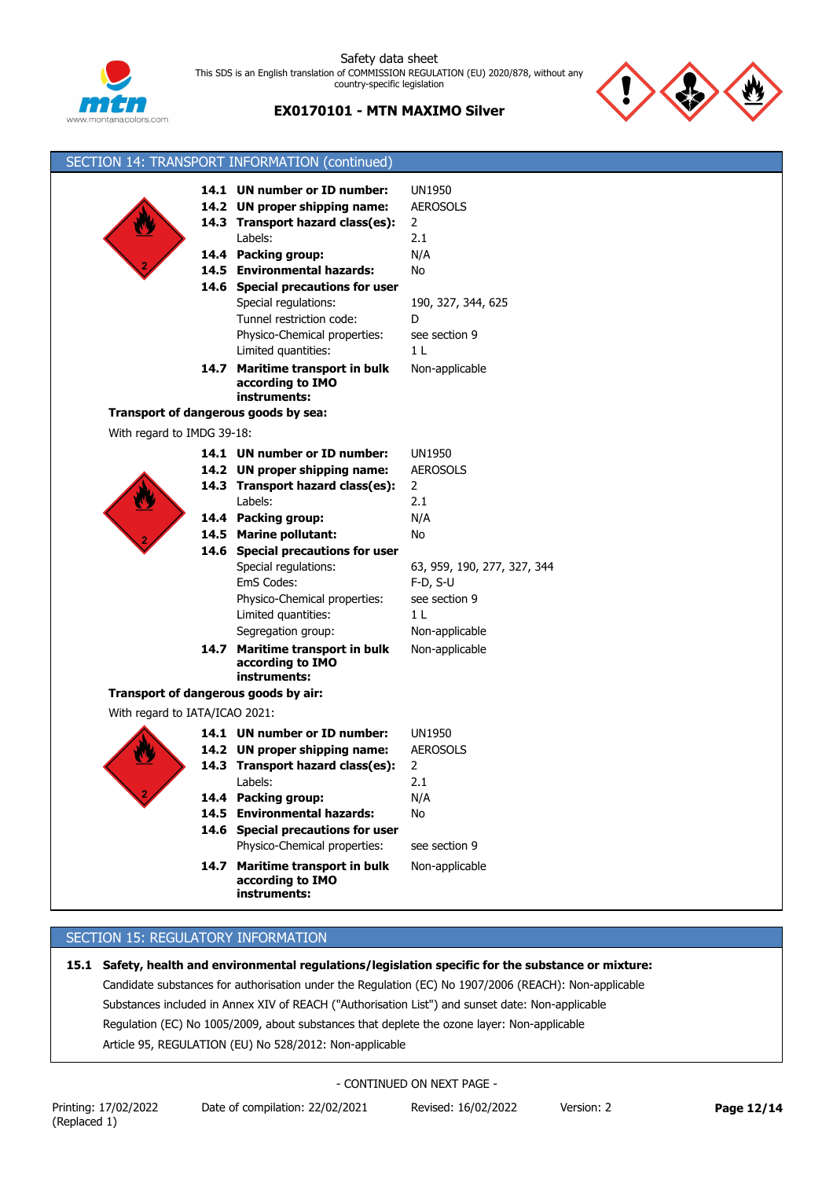## SECTION 14: TRANSPORT INFORMATION (continued)

| | |
|---|---|
| **14.1 UN number or ID number:** | UN1950 |
| **14.2 UN proper shipping name:** | AEROSOLS |
| **14.3 Transport hazard class(es):** | 2 |
| Labels: | 2.1 |
| **14.4 Packing group:** | N/A |
| **14.5 Environmental hazards:** | No |
| **14.6 Special precautions for user** | |
| Special regulations: | 190, 327, 344, 625 |
| Tunnel restriction code: | D |
| Physico-Chemical properties: | see section 9 |
| Limited quantities: | 1 L |
| **14.7 Maritime transport in bulk according to IMO instruments:** | Non-applicable |

**Transport of dangerous goods by sea:**

With regard to IMDG 39-18:

| | |
|---|---|
| **14.1 UN number or ID number:** | UN1950 |
| **14.2 UN proper shipping name:** | AEROSOLS |
| **14.3 Transport hazard class(es):** | 2 |
| Labels: | 2.1 |
| **14.4 Packing group:** | N/A |
| **14.5 Marine pollutant:** | No |
| **14.6 Special precautions for user** | |
| Special regulations: | 63, 959, 190, 277, 327, 344 |
| EmS Codes: | F-D, S-U |
| Physico-Chemical properties: | see section 9 |
| Limited quantities: | 1 L |
| Segregation group: | Non-applicable |
| **14.7 Maritime transport in bulk according to IMO instruments:** | Non-applicable |

**Transport of dangerous goods by air:**

With regard to IATA/ICAO 2021:

| | |
|---|---|
| **14.1 UN number or ID number:** | UN1950 |
| **14.2 UN proper shipping name:** | AEROSOLS |
| **14.3 Transport hazard class(es):** | 2 |
| Labels: | 2.1 |
| **14.4 Packing group:** | N/A |
| **14.5 Environmental hazards:** | No |
| **14.6 Special precautions for user** | |
| Physico-Chemical properties: | see section 9 |
| **14.7 Maritime transport in bulk according to IMO instruments:** | Non-applicable |

## SECTION 15: REGULATORY INFORMATION

**15.1 Safety, health and environmental regulations/legislation specific for the substance or mixture:**

Candidate substances for authorisation under the Regulation (EC) No 1907/2006 (REACH): Non-applicable

Substances included in Annex XIV of REACH ("Authorisation List") and sunset date: Non-applicable

Regulation (EC) No 1005/2009, about substances that deplete the ozone layer: Non-applicable

Article 95, REGULATION (EU) No 528/2012: Non-applicable

- CONTINUED ON NEXT PAGE -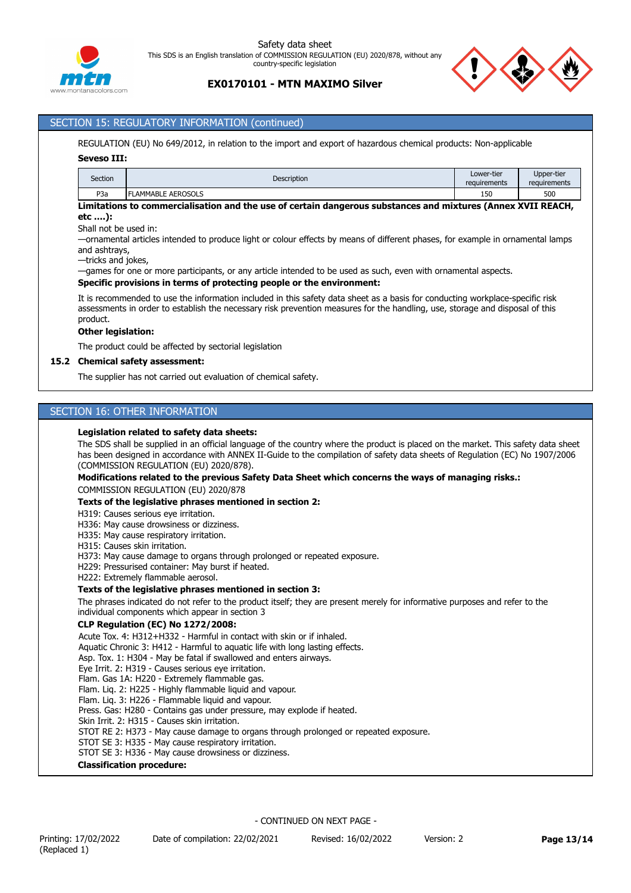## SECTION 15: REGULATORY INFORMATION (continued)

REGULATION (EU) No 649/2012, in relation to the import and export of hazardous chemical products: Non-applicable

**Seveso III:**

| Section | Description | Lower-tier requirements | Upper-tier requirements |
|---|---|---|---|
| P3a | FLAMMABLE AEROSOLS | 150 | 500 |

**Limitations to commercialisation and the use of certain dangerous substances and mixtures (Annex XVII REACH, etc ….):**

Shall not be used in:

—ornamental articles intended to produce light or colour effects by means of different phases, for example in ornamental lamps and ashtrays,

—tricks and jokes,

—games for one or more participants, or any article intended to be used as such, even with ornamental aspects.

**Specific provisions in terms of protecting people or the environment:**

It is recommended to use the information included in this safety data sheet as a basis for conducting workplace-specific risk assessments in order to establish the necessary risk prevention measures for the handling, use, storage and disposal of this product.

**Other legislation:**

The product could be affected by sectorial legislation

### 15.2 Chemical safety assessment:

The supplier has not carried out evaluation of chemical safety.

## SECTION 16: OTHER INFORMATION

**Legislation related to safety data sheets:**

The SDS shall be supplied in an official language of the country where the product is placed on the market. This safety data sheet has been designed in accordance with ANNEX II-Guide to the compilation of safety data sheets of Regulation (EC) No 1907/2006 (COMMISSION REGULATION (EU) 2020/878).

**Modifications related to the previous Safety Data Sheet which concerns the ways of managing risks.:**

COMMISSION REGULATION (EU) 2020/878

**Texts of the legislative phrases mentioned in section 2:**

H319: Causes serious eye irritation.
H336: May cause drowsiness or dizziness.
H335: May cause respiratory irritation.
H315: Causes skin irritation.
H373: May cause damage to organs through prolonged or repeated exposure.
H229: Pressurised container: May burst if heated.
H222: Extremely flammable aerosol.

**Texts of the legislative phrases mentioned in section 3:**

The phrases indicated do not refer to the product itself; they are present merely for informative purposes and refer to the individual components which appear in section 3

**CLP Regulation (EC) No 1272/2008:**

Acute Tox. 4: H312+H332 - Harmful in contact with skin or if inhaled.
Aquatic Chronic 3: H412 - Harmful to aquatic life with long lasting effects.
Asp. Tox. 1: H304 - May be fatal if swallowed and enters airways.
Eye Irrit. 2: H319 - Causes serious eye irritation.
Flam. Gas 1A: H220 - Extremely flammable gas.
Flam. Liq. 2: H225 - Highly flammable liquid and vapour.
Flam. Liq. 3: H226 - Flammable liquid and vapour.
Press. Gas: H280 - Contains gas under pressure, may explode if heated.
Skin Irrit. 2: H315 - Causes skin irritation.
STOT RE 2: H373 - May cause damage to organs through prolonged or repeated exposure.
STOT SE 3: H335 - May cause respiratory irritation.
STOT SE 3: H336 - May cause drowsiness or dizziness.

**Classification procedure:**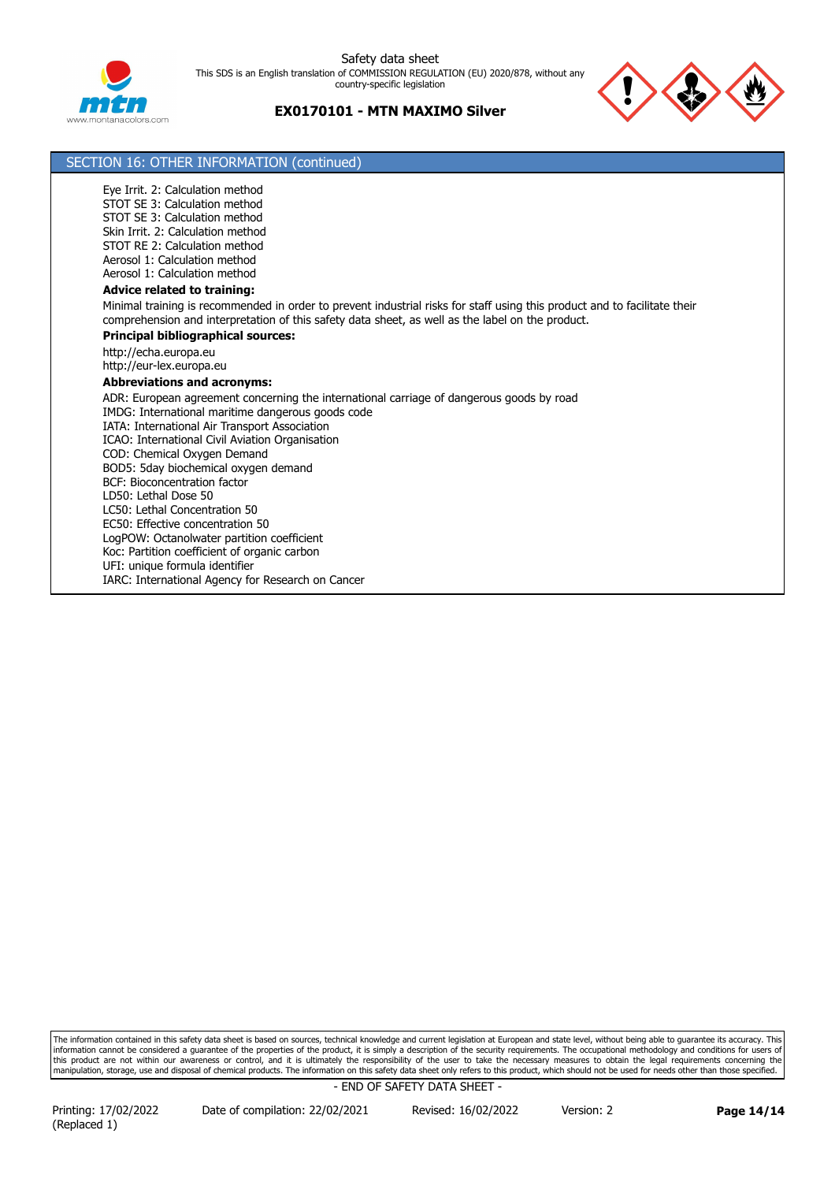## SECTION 16: OTHER INFORMATION (continued)

Eye Irrit. 2: Calculation method
STOT SE 3: Calculation method
STOT SE 3: Calculation method
Skin Irrit. 2: Calculation method
STOT RE 2: Calculation method
Aerosol 1: Calculation method
Aerosol 1: Calculation method

**Advice related to training:**

Minimal training is recommended in order to prevent industrial risks for staff using this product and to facilitate their comprehension and interpretation of this safety data sheet, as well as the label on the product.

**Principal bibliographical sources:**

http://echa.europa.eu
http://eur-lex.europa.eu

**Abbreviations and acronyms:**

ADR: European agreement concerning the international carriage of dangerous goods by road
IMDG: International maritime dangerous goods code
IATA: International Air Transport Association
ICAO: International Civil Aviation Organisation
COD: Chemical Oxygen Demand
BOD5: 5day biochemical oxygen demand
BCF: Bioconcentration factor
LD50: Lethal Dose 50
LC50: Lethal Concentration 50
EC50: Effective concentration 50
LogPOW: Octanolwater partition coefficient
Koc: Partition coefficient of organic carbon
UFI: unique formula identifier
IARC: International Agency for Research on Cancer

The information contained in this safety data sheet is based on sources, technical knowledge and current legislation at European and state level, without being able to guarantee its accuracy. This information cannot be considered a guarantee of the properties of the product, it is simply a description of the security requirements. The occupational methodology and conditions for users of this product are not within our awareness or control, and it is ultimately the responsibility of the user to take the necessary measures to obtain the legal requirements concerning the manipulation, storage, use and disposal of chemical products. The information on this safety data sheet only refers to this product, which should not be used for needs other than those specified.

- END OF SAFETY DATA SHEET -